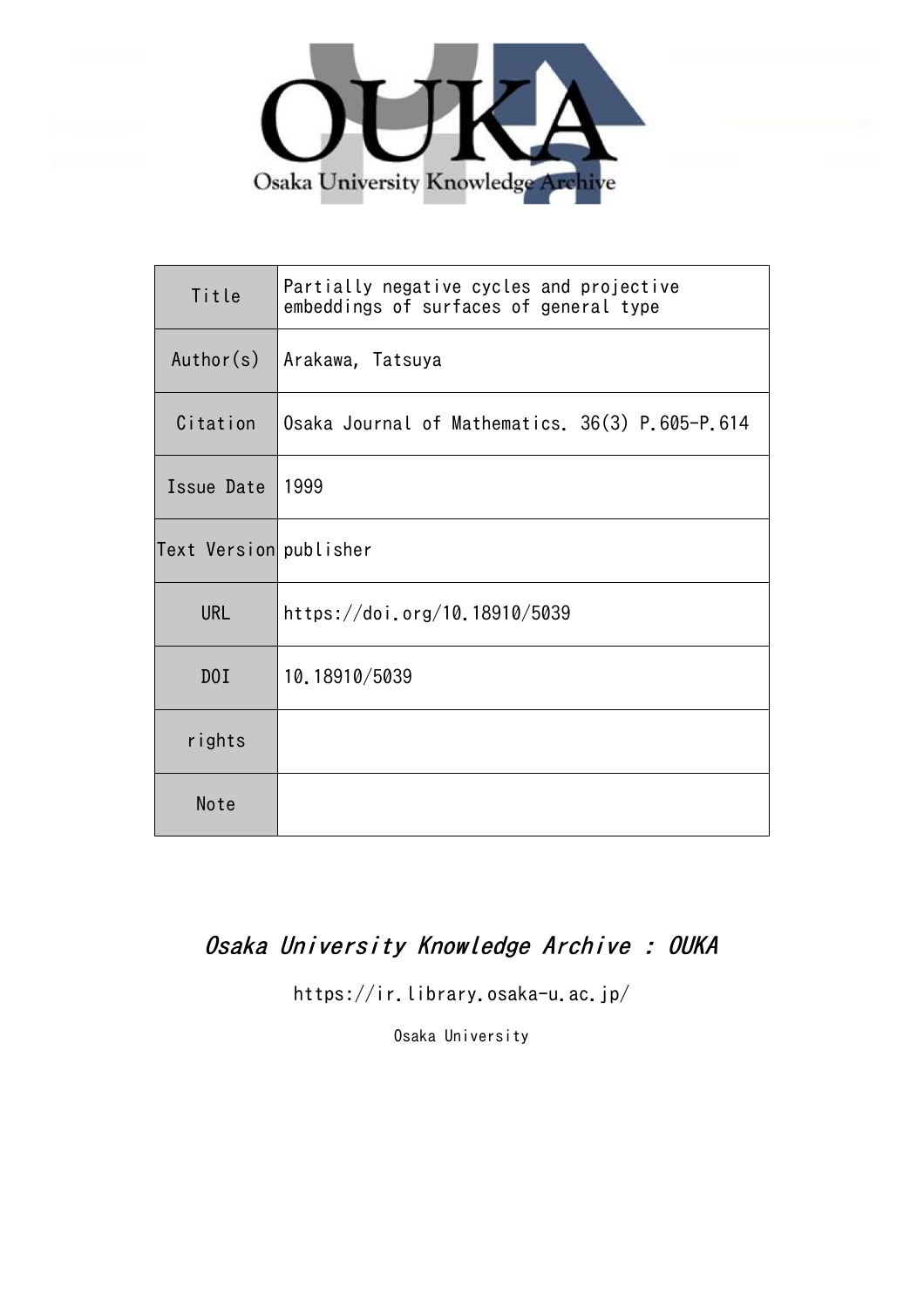Osaka University Knowledge Archive

| Title | Partially negative cycles and projective embeddings of surfaces of general type |
| --- | --- |
| Author(s) | Arakawa, Tatsuya |
| Citation | Osaka Journal of Mathematics. 36(3) P.605-P.614 |
| Issue Date | 1999 |
| Text Version | publisher |
| URL | https://doi.org/10.18910/5039 |
| DOI | 10.18910/5039 |
| rights | |
| Note | |

*Osaka University Knowledge Archive : OUKA*

https://ir.library.osaka-u.ac.jp/

Osaka University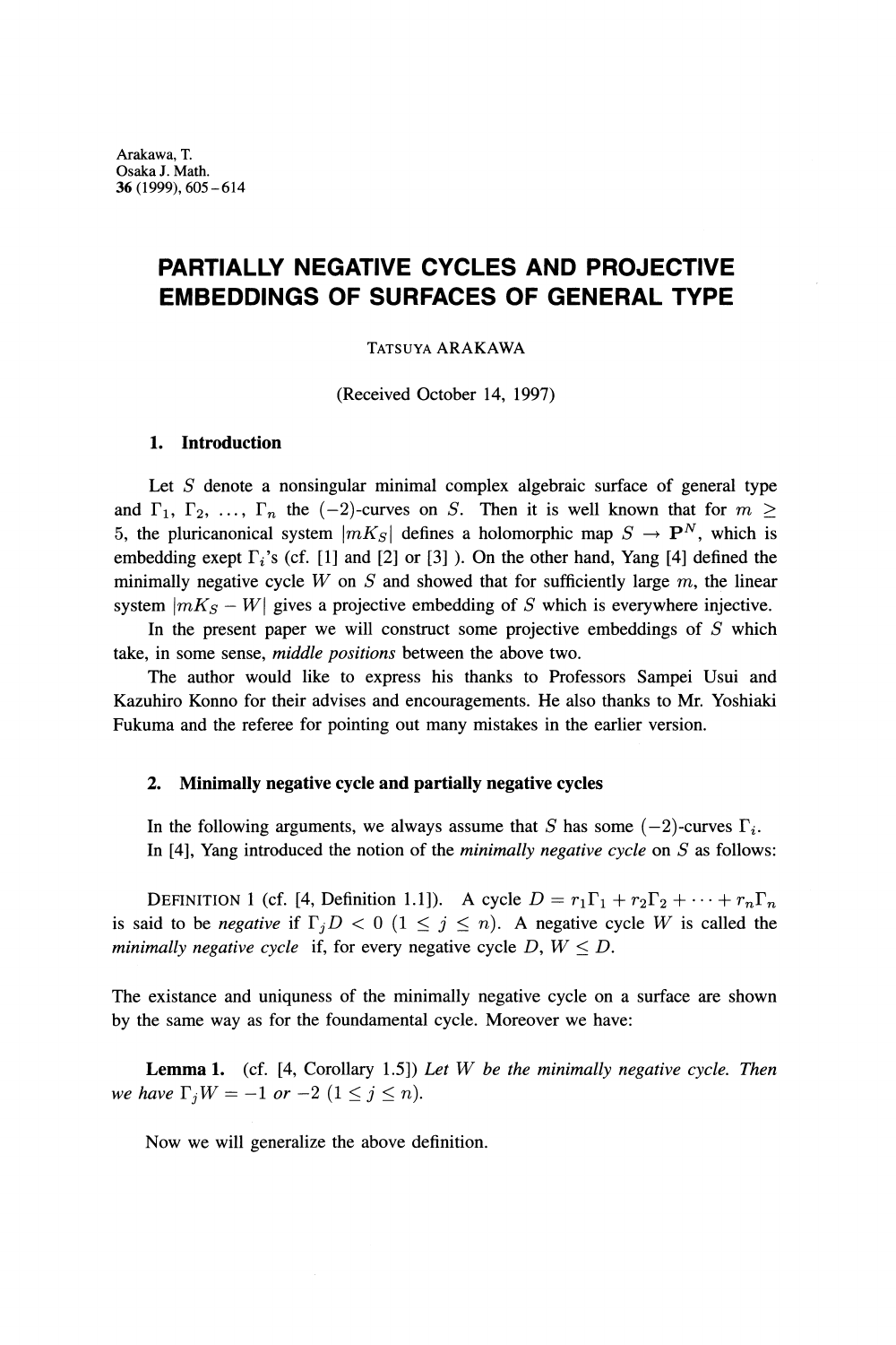Arakawa, T.
Osaka J. Math.
**36** (1999), 605 – 614

# PARTIALLY NEGATIVE CYCLES AND PROJECTIVE EMBEDDINGS OF SURFACES OF GENERAL TYPE

TATSUYA ARAKAWA

(Received October 14, 1997)

## 1. Introduction

Let $S$ denote a nonsingular minimal complex algebraic surface of general type and $\Gamma_1, \Gamma_2, \ldots, \Gamma_n$ the $(-2)$-curves on $S$. Then it is well known that for $m \geq 5$, the pluricanonical system $|mK_S|$ defines a holomorphic map $S \to \mathbf{P}^N$, which is embedding exept $\Gamma_i$'s (cf. [1] and [2] or [3] ). On the other hand, Yang [4] defined the minimally negative cycle $W$ on $S$ and showed that for sufficiently large $m$, the linear system $|mK_S - W|$ gives a projective embedding of $S$ which is everywhere injective.

In the present paper we will construct some projective embeddings of $S$ which take, in some sense, *middle positions* between the above two.

The author would like to express his thanks to Professors Sampei Usui and Kazuhiro Konno for their advises and encouragements. He also thanks to Mr. Yoshiaki Fukuma and the referee for pointing out many mistakes in the earlier version.

## 2. Minimally negative cycle and partially negative cycles

In the following arguments, we always assume that $S$ has some $(-2)$-curves $\Gamma_i$.

In [4], Yang introduced the notion of the *minimally negative cycle* on $S$ as follows:

DEFINITION 1 (cf. [4, Definition 1.1]). A cycle $D = r_1\Gamma_1 + r_2\Gamma_2 + \cdots + r_n\Gamma_n$ is said to be *negative* if $\Gamma_j D < 0$ $(1 \leq j \leq n)$. A negative cycle $W$ is called the *minimally negative cycle* if, for every negative cycle $D$, $W \leq D$.

The existance and uniquness of the minimally negative cycle on a surface are shown by the same way as for the foundamental cycle. Moreover we have:

**Lemma 1.** (cf. [4, Corollary 1.5]) *Let $W$ be the minimally negative cycle. Then we have $\Gamma_j W = -1$ or $-2$ $(1 \leq j \leq n)$.*

Now we will generalize the above definition.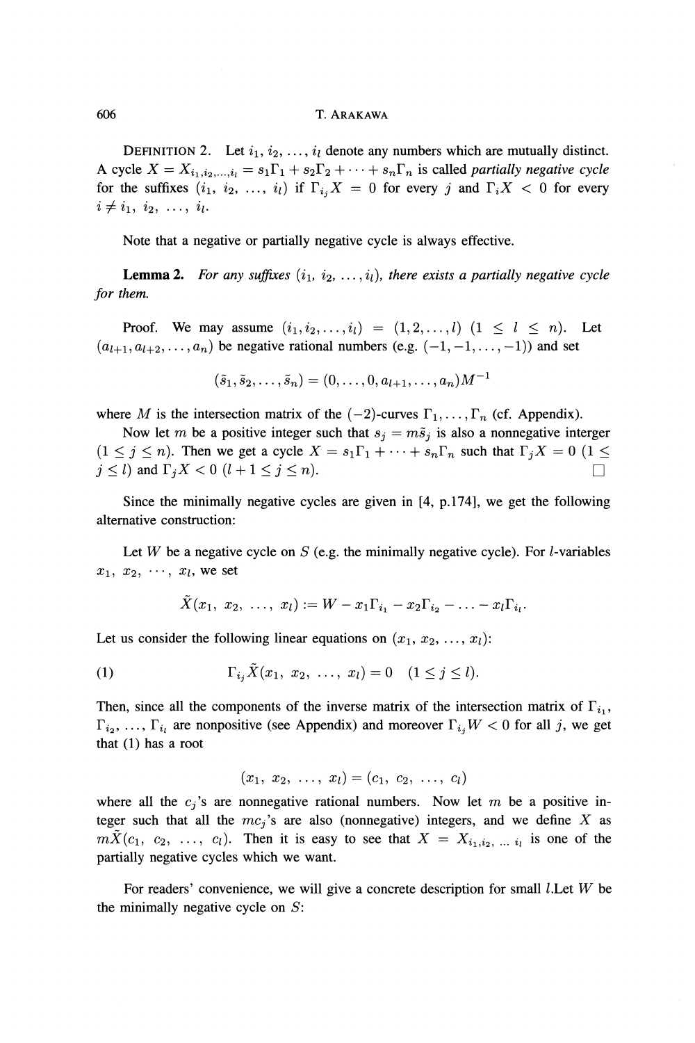**Definition 2.** Let $i_1, i_2, \ldots, i_l$ denote any numbers which are mutually distinct. A cycle $X = X_{i_1, i_2, \ldots, i_l} = s_1\Gamma_1 + s_2\Gamma_2 + \cdots + s_n\Gamma_n$ is called *partially negative cycle* for the suffixes $(i_1, i_2, \ldots, i_l)$ if $\Gamma_{i_j}X = 0$ for every $j$ and $\Gamma_i X < 0$ for every $i \neq i_1, i_2, \ldots, i_l$.

Note that a negative or partially negative cycle is always effective.

**Lemma 2.** *For any suffixes $(i_1, i_2, \ldots, i_l)$, there exists a partially negative cycle for them.*

Proof. We may assume $(i_1, i_2, \ldots, i_l) = (1, 2, \ldots, l)$ $(1 \leq l \leq n)$. Let $(a_{l+1}, a_{l+2}, \ldots, a_n)$ be negative rational numbers (e.g. $(-1, -1, \ldots, -1)$) and set

$$(\tilde{s}_1, \tilde{s}_2, \ldots, \tilde{s}_n) = (0, \ldots, 0, a_{l+1}, \ldots, a_n)M^{-1}$$

where $M$ is the intersection matrix of the $(-2)$-curves $\Gamma_1, \ldots, \Gamma_n$ (cf. Appendix).

Now let $m$ be a positive integer such that $s_j = m\tilde{s}_j$ is also a nonnegative interger $(1 \leq j \leq n)$. Then we get a cycle $X = s_1\Gamma_1 + \cdots + s_n\Gamma_n$ such that $\Gamma_j X = 0$ $(1 \leq j \leq l)$ and $\Gamma_j X < 0$ $(l+1 \leq j \leq n)$. □

Since the minimally negative cycles are given in [4, p.174], we get the following alternative construction:

Let $W$ be a negative cycle on $S$ (e.g. the minimally negative cycle). For $l$-variables $x_1, x_2, \cdots, x_l$, we set

$$\tilde{X}(x_1, x_2, \ldots, x_l) := W - x_1\Gamma_{i_1} - x_2\Gamma_{i_2} - \ldots - x_l\Gamma_{i_l}.$$

Let us consider the following linear equations on $(x_1, x_2, \ldots, x_l)$:

$$\Gamma_{i_j}\tilde{X}(x_1, x_2, \ldots, x_l) = 0 \quad (1 \leq j \leq l). \tag{1}$$

Then, since all the components of the inverse matrix of the intersection matrix of $\Gamma_{i_1}$, $\Gamma_{i_2}, \ldots, \Gamma_{i_l}$ are nonpositive (see Appendix) and moreover $\Gamma_{i_j}W < 0$ for all $j$, we get that (1) has a root

$$(x_1, x_2, \ldots, x_l) = (c_1, c_2, \ldots, c_l)$$

where all the $c_j$'s are nonnegative rational numbers. Now let $m$ be a positive integer such that all the $mc_j$'s are also (nonnegative) integers, and we define $X$ as $m\tilde{X}(c_1, c_2, \ldots, c_l)$. Then it is easy to see that $X = X_{i_1, i_2, \ldots i_l}$ is one of the partially negative cycles which we want.

For readers' convenience, we will give a concrete description for small $l$.Let $W$ be the minimally negative cycle on $S$: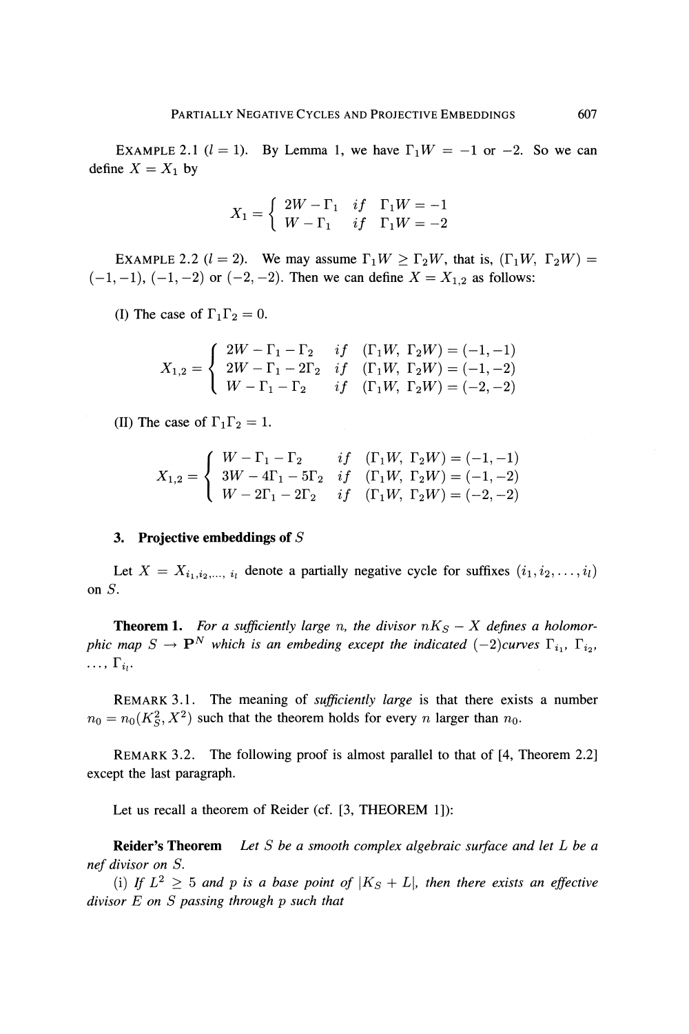EXAMPLE 2.1 ($l = 1$). By Lemma 1, we have $\Gamma_1 W = -1$ or $-2$. So we can define $X = X_1$ by

$$X_1 = \begin{cases} 2W - \Gamma_1 & \text{if} \quad \Gamma_1 W = -1 \\ W - \Gamma_1 & \text{if} \quad \Gamma_1 W = -2 \end{cases}$$

EXAMPLE 2.2 ($l = 2$). We may assume $\Gamma_1 W \geq \Gamma_2 W$, that is, $(\Gamma_1 W, \Gamma_2 W) = (-1, -1)$, $(-1, -2)$ or $(-2, -2)$. Then we can define $X = X_{1,2}$ as follows:

(I) The case of $\Gamma_1 \Gamma_2 = 0$.

$$X_{1,2} = \begin{cases} 2W - \Gamma_1 - \Gamma_2 & \text{if} \quad (\Gamma_1 W, \Gamma_2 W) = (-1, -1) \\ 2W - \Gamma_1 - 2\Gamma_2 & \text{if} \quad (\Gamma_1 W, \Gamma_2 W) = (-1, -2) \\ W - \Gamma_1 - \Gamma_2 & \text{if} \quad (\Gamma_1 W, \Gamma_2 W) = (-2, -2) \end{cases}$$

(II) The case of $\Gamma_1 \Gamma_2 = 1$.

$$X_{1,2} = \begin{cases} W - \Gamma_1 - \Gamma_2 & \text{if} \quad (\Gamma_1 W, \Gamma_2 W) = (-1, -1) \\ 3W - 4\Gamma_1 - 5\Gamma_2 & \text{if} \quad (\Gamma_1 W, \Gamma_2 W) = (-1, -2) \\ W - 2\Gamma_1 - 2\Gamma_2 & \text{if} \quad (\Gamma_1 W, \Gamma_2 W) = (-2, -2) \end{cases}$$

## 3. Projective embeddings of $S$

Let $X = X_{i_1, i_2, \ldots, i_l}$ denote a partially negative cycle for suffixes $(i_1, i_2, \ldots, i_l)$ on $S$.

**Theorem 1.** *For a sufficiently large $n$, the divisor $nK_S - X$ defines a holomorphic map $S \to \mathbf{P}^N$ which is an embeding except the indicated $(-2)$curves $\Gamma_{i_1}$, $\Gamma_{i_2}$, $\ldots$, $\Gamma_{i_l}$.*

REMARK 3.1. The meaning of *sufficiently large* is that there exists a number $n_0 = n_0(K_S^2, X^2)$ such that the theorem holds for every $n$ larger than $n_0$.

REMARK 3.2. The following proof is almost parallel to that of [4, Theorem 2.2] except the last paragraph.

Let us recall a theorem of Reider (cf. [3, THEOREM 1]):

**Reider's Theorem** *Let $S$ be a smooth complex algebraic surface and let $L$ be a nef divisor on $S$.*

(i) *If $L^2 \geq 5$ and $p$ is a base point of $|K_S + L|$, then there exists an effective divisor $E$ on $S$ passing through $p$ such that*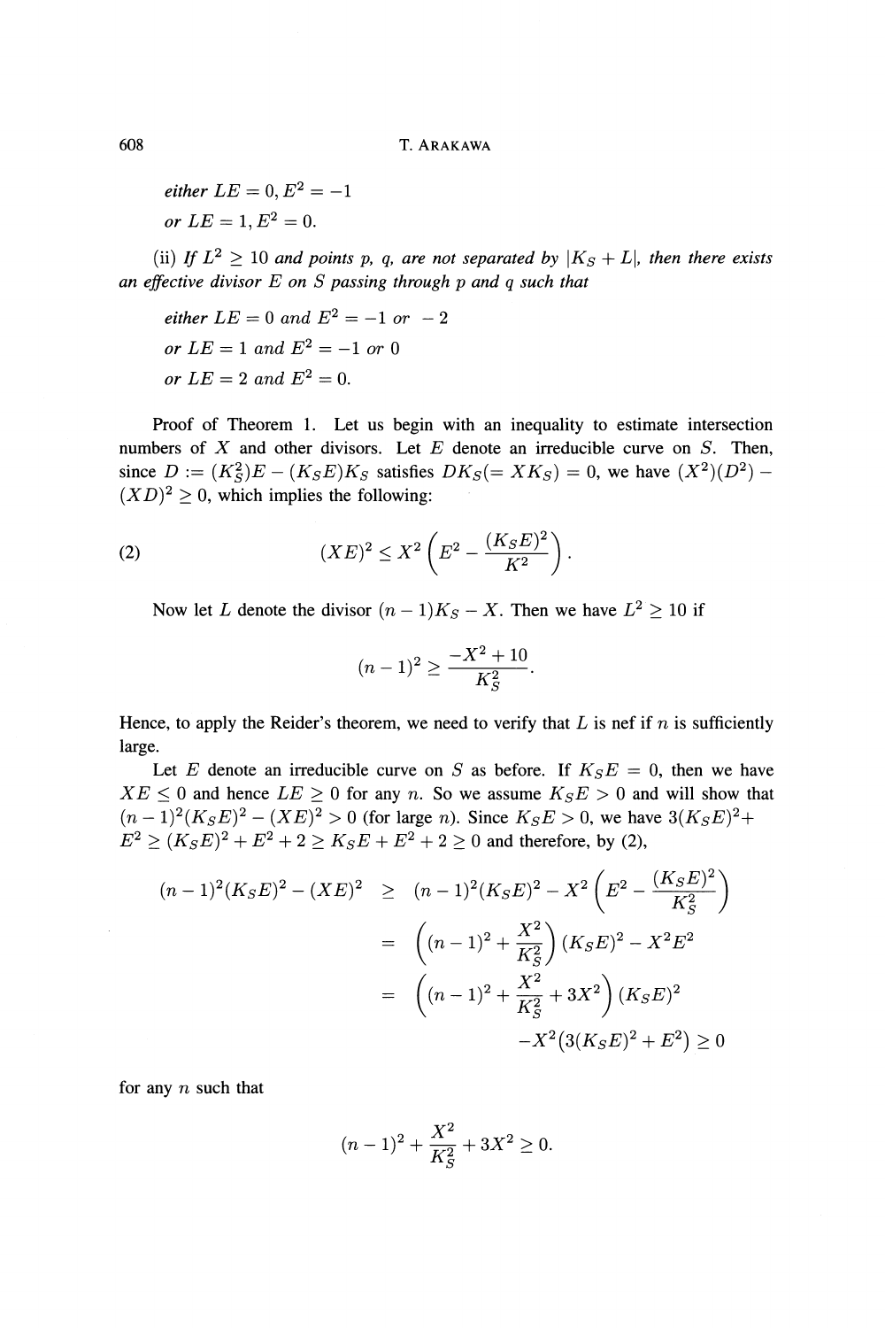*either* $LE = 0, E^2 = -1$

*or* $LE = 1, E^2 = 0$.

(ii) *If* $L^2 \geq 10$ *and points* $p$, $q$, *are not separated by* $|K_S + L|$, *then there exists an effective divisor* $E$ *on* $S$ *passing through* $p$ *and* $q$ *such that*

*either* $LE = 0$ *and* $E^2 = -1$ *or* $-2$

*or* $LE = 1$ *and* $E^2 = -1$ *or* $0$

*or* $LE = 2$ *and* $E^2 = 0$.

Proof of Theorem 1. Let us begin with an inequality to estimate intersection numbers of $X$ and other divisors. Let $E$ denote an irreducible curve on $S$. Then, since $D := (K_S^2)E - (K_S E)K_S$ satisfies $DK_S (= XK_S) = 0$, we have $(X^2)(D^2) - (XD)^2 \geq 0$, which implies the following:

$$(2) \qquad (XE)^2 \leq X^2 \left( E^2 - \frac{(K_S E)^2}{K^2} \right).$$

Now let $L$ denote the divisor $(n-1)K_S - X$. Then we have $L^2 \geq 10$ if

$$(n-1)^2 \geq \frac{-X^2 + 10}{K_S^2}.$$

Hence, to apply the Reider's theorem, we need to verify that $L$ is nef if $n$ is sufficiently large.

Let $E$ denote an irreducible curve on $S$ as before. If $K_S E = 0$, then we have $XE \leq 0$ and hence $LE \geq 0$ for any $n$. So we assume $K_S E > 0$ and will show that $(n-1)^2 (K_S E)^2 - (XE)^2 > 0$ (for large $n$). Since $K_S E > 0$, we have $3(K_S E)^2 + E^2 \geq (K_S E)^2 + E^2 + 2 \geq K_S E + E^2 + 2 \geq 0$ and therefore, by (2),

$$\begin{aligned}
(n-1)^2 (K_S E)^2 - (XE)^2 &\geq (n-1)^2 (K_S E)^2 - X^2 \left( E^2 - \frac{(K_S E)^2}{K_S^2} \right) \\
&= \left( (n-1)^2 + \frac{X^2}{K_S^2} \right) (K_S E)^2 - X^2 E^2 \\
&= \left( (n-1)^2 + \frac{X^2}{K_S^2} + 3X^2 \right) (K_S E)^2 \\
&\quad - X^2 \left( 3(K_S E)^2 + E^2 \right) \geq 0
\end{aligned}$$

for any $n$ such that

$$(n-1)^2 + \frac{X^2}{K_S^2} + 3X^2 \geq 0.$$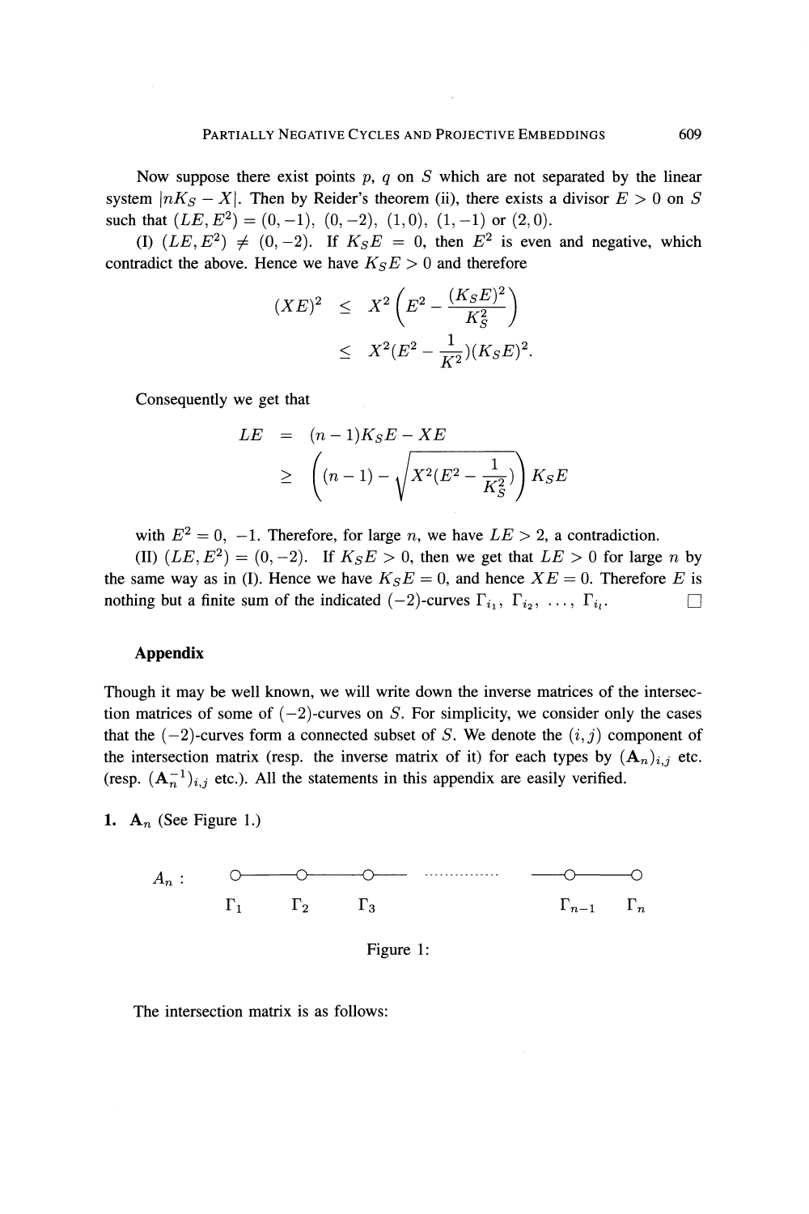Now suppose there exist points $p$, $q$ on $S$ which are not separated by the linear system $|nK_S - X|$. Then by Reider's theorem (ii), there exists a divisor $E > 0$ on $S$ such that $(LE, E^2) = (0, -1),\ (0, -2),\ (1, 0),\ (1, -1)$ or $(2, 0)$.

(I) $(LE, E^2) \neq (0, -2)$. If $K_S E = 0$, then $E^2$ is even and negative, which contradict the above. Hence we have $K_S E > 0$ and therefore

$$
\begin{aligned}
(XE)^2 &\leq X^2 \left( E^2 - \frac{(K_S E)^2}{K_S^2} \right) \\
&\leq X^2 (E^2 - \frac{1}{K^2})(K_S E)^2.
\end{aligned}
$$

Consequently we get that

$$
\begin{aligned}
LE &= (n-1)K_S E - XE \\
&\geq \left( (n-1) - \sqrt{X^2(E^2 - \frac{1}{K_S^2})} \right) K_S E
\end{aligned}
$$

with $E^2 = 0,\ -1$. Therefore, for large $n$, we have $LE > 2$, a contradiction.

(II) $(LE, E^2) = (0, -2)$. If $K_S E > 0$, then we get that $LE > 0$ for large $n$ by the same way as in (I). Hence we have $K_S E = 0$, and hence $XE = 0$. Therefore $E$ is nothing but a finite sum of the indicated $(-2)$-curves $\Gamma_{i_1},\ \Gamma_{i_2},\ \ldots,\ \Gamma_{i_l}$. □

## Appendix

Though it may be well known, we will write down the inverse matrices of the intersection matrices of some of $(-2)$-curves on $S$. For simplicity, we consider only the cases that the $(-2)$-curves form a connected subset of $S$. We denote the $(i, j)$ component of the intersection matrix (resp. the inverse matrix of it) for each types by $(\mathbf{A}_n)_{i,j}$ etc. (resp. $(\mathbf{A}_n^{-1})_{i,j}$ etc.). All the statements in this appendix are easily verified.

**1.** $\mathbf{A}_n$ (See Figure 1.)

$A_n$ : $\Gamma_1$ — $\Gamma_2$ — $\Gamma_3$ — ⋯⋯ — $\Gamma_{n-1}$ — $\Gamma_n$

Figure 1:

The intersection matrix is as follows: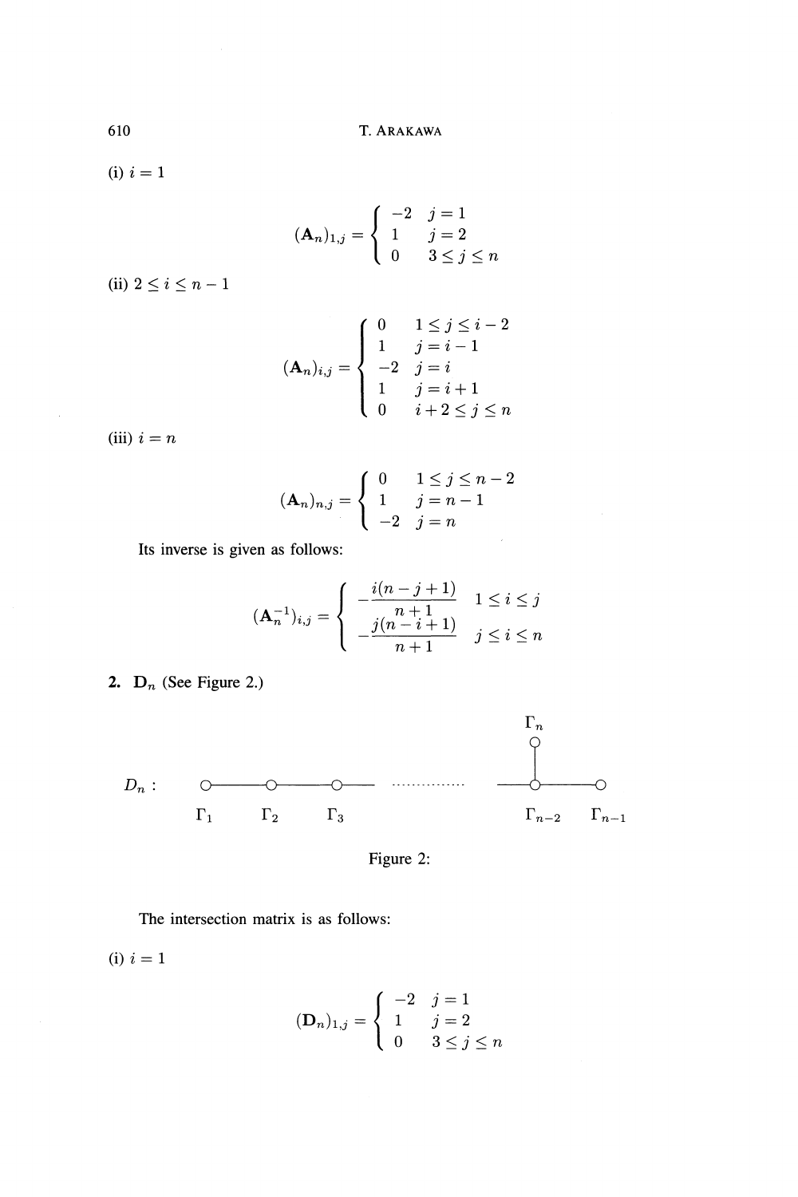(i) $i = 1$

$$(\mathbf{A}_n)_{1,j} = \begin{cases} -2 & j = 1 \\ 1 & j = 2 \\ 0 & 3 \leq j \leq n \end{cases}$$

(ii) $2 \leq i \leq n - 1$

$$(\mathbf{A}_n)_{i,j} = \begin{cases} 0 & 1 \leq j \leq i-2 \\ 1 & j = i-1 \\ -2 & j = i \\ 1 & j = i+1 \\ 0 & i+2 \leq j \leq n \end{cases}$$

(iii) $i = n$

$$(\mathbf{A}_n)_{n,j} = \begin{cases} 0 & 1 \leq j \leq n-2 \\ 1 & j = n-1 \\ -2 & j = n \end{cases}$$

Its inverse is given as follows:

$$(\mathbf{A}_n^{-1})_{i,j} = \begin{cases} -\dfrac{i(n-j+1)}{n+1} & 1 \leq i \leq j \\ -\dfrac{j(n-i+1)}{n+1} & j \leq i \leq n \end{cases}$$

**2. $\mathbf{D}_n$** (See Figure 2.)

$D_n$ : $\Gamma_1$ — $\Gamma_2$ — $\Gamma_3$ — ⋯ — $\Gamma_{n-2}$ — $\Gamma_{n-1}$, with $\Gamma_n$ attached to $\Gamma_{n-2}$

Figure 2:

The intersection matrix is as follows:

(i) $i = 1$

$$(\mathbf{D}_n)_{1,j} = \begin{cases} -2 & j = 1 \\ 1 & j = 2 \\ 0 & 3 \leq j \leq n \end{cases}$$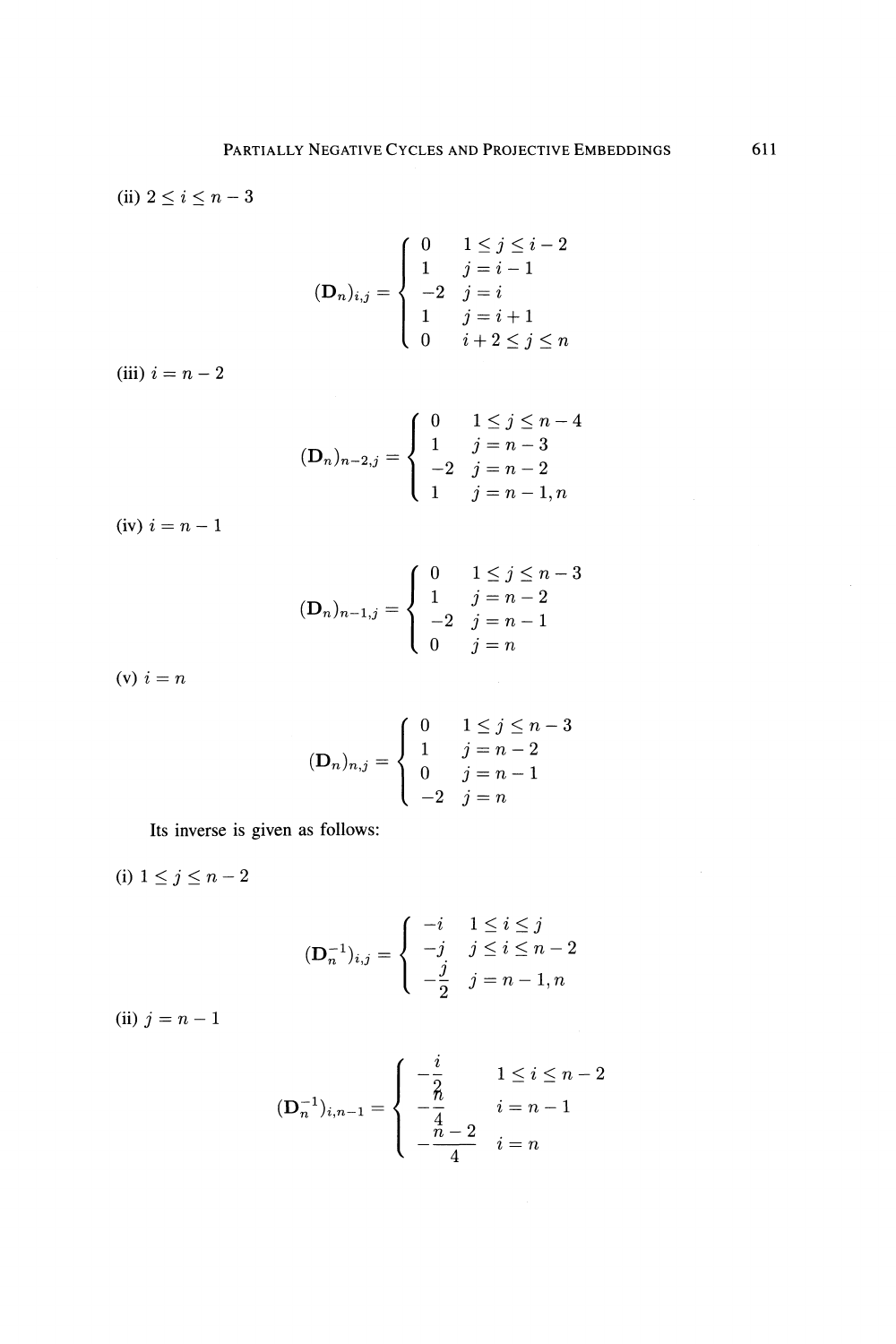(ii) $2 \leq i \leq n-3$

$$(\mathbf{D}_n)_{i,j} = \begin{cases} 0 & 1 \leq j \leq i-2 \\ 1 & j = i-1 \\ -2 & j = i \\ 1 & j = i+1 \\ 0 & i+2 \leq j \leq n \end{cases}$$

(iii) $i = n-2$

$$(\mathbf{D}_n)_{n-2,j} = \begin{cases} 0 & 1 \leq j \leq n-4 \\ 1 & j = n-3 \\ -2 & j = n-2 \\ 1 & j = n-1, n \end{cases}$$

(iv) $i = n-1$

$$(\mathbf{D}_n)_{n-1,j} = \begin{cases} 0 & 1 \leq j \leq n-3 \\ 1 & j = n-2 \\ -2 & j = n-1 \\ 0 & j = n \end{cases}$$

(v) $i = n$

$$(\mathbf{D}_n)_{n,j} = \begin{cases} 0 & 1 \leq j \leq n-3 \\ 1 & j = n-2 \\ 0 & j = n-1 \\ -2 & j = n \end{cases}$$

Its inverse is given as follows:

(i) $1 \leq j \leq n-2$

$$(\mathbf{D}_n^{-1})_{i,j} = \begin{cases} -i & 1 \leq i \leq j \\ -j & j \leq i \leq n-2 \\ -\dfrac{j}{2} & j = n-1, n \end{cases}$$

(ii) $j = n-1$

$$(\mathbf{D}_n^{-1})_{i,n-1} = \begin{cases} -\dfrac{i}{2} & 1 \leq i \leq n-2 \\ -\dfrac{n}{4} & i = n-1 \\ -\dfrac{n-2}{4} & i = n \end{cases}$$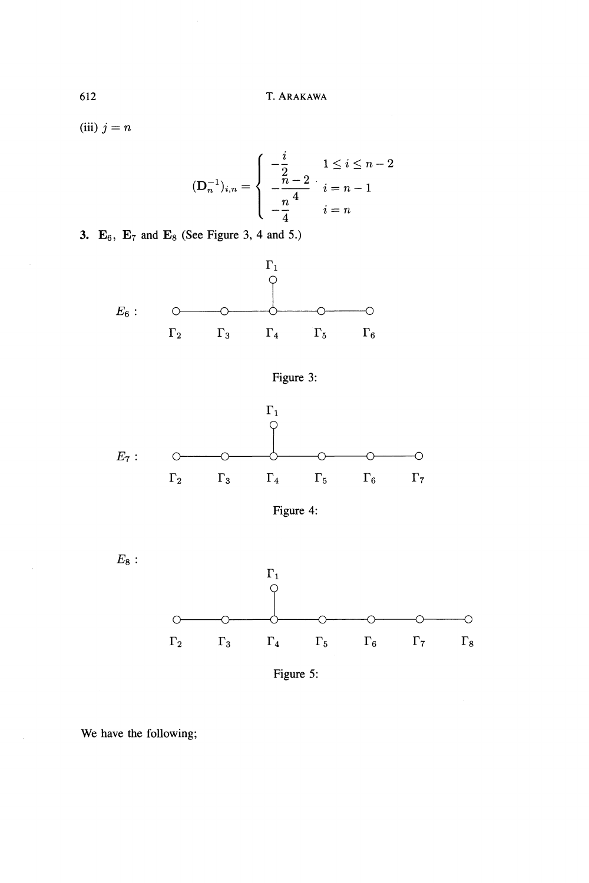(iii) $j = n$

$$
(\mathbf{D}_n^{-1})_{i,n} = \begin{cases} -\dfrac{i}{2} & 1 \leq i \leq n-2 \\ -\dfrac{n-2}{4} & i = n-1 \\ -\dfrac{n}{4} & i = n \end{cases}
$$

**3. $\mathbf{E}_6$, $\mathbf{E}_7$ and $\mathbf{E}_8$** (See Figure 3, 4 and 5.)

$E_6$ : Dynkin diagram with nodes $\Gamma_2 - \Gamma_3 - \Gamma_4 - \Gamma_5 - \Gamma_6$ in a row, and $\Gamma_1$ attached to $\Gamma_4$.

Figure 3:

$E_7$ : Dynkin diagram with nodes $\Gamma_2 - \Gamma_3 - \Gamma_4 - \Gamma_5 - \Gamma_6 - \Gamma_7$ in a row, and $\Gamma_1$ attached to $\Gamma_4$.

Figure 4:

$E_8$ : Dynkin diagram with nodes $\Gamma_2 - \Gamma_3 - \Gamma_4 - \Gamma_5 - \Gamma_6 - \Gamma_7 - \Gamma_8$ in a row, and $\Gamma_1$ attached to $\Gamma_4$.

Figure 5:

We have the following;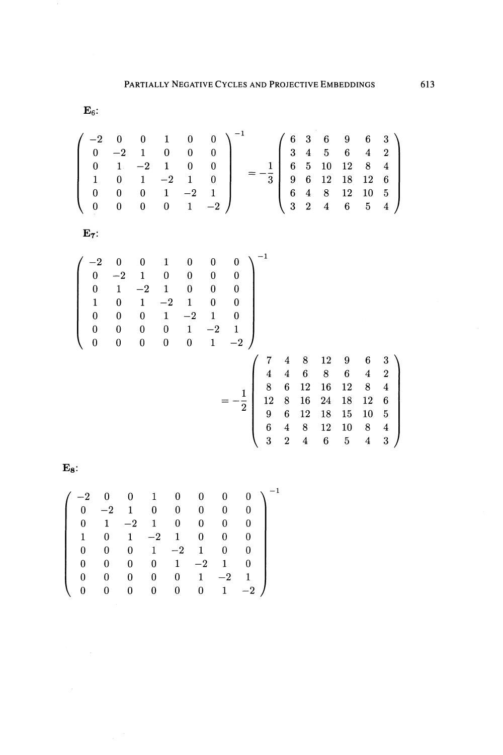**$\mathbf{E_6}$:**

$$
\begin{pmatrix}
-2 & 0 & 0 & 1 & 0 & 0 \\
0 & -2 & 1 & 0 & 0 & 0 \\
0 & 1 & -2 & 1 & 0 & 0 \\
1 & 0 & 1 & -2 & 1 & 0 \\
0 & 0 & 0 & 1 & -2 & 1 \\
0 & 0 & 0 & 0 & 1 & -2
\end{pmatrix}^{-1}
= -\frac{1}{3}
\begin{pmatrix}
6 & 3 & 6 & 9 & 6 & 3 \\
3 & 4 & 5 & 6 & 4 & 2 \\
6 & 5 & 10 & 12 & 8 & 4 \\
9 & 6 & 12 & 18 & 12 & 6 \\
6 & 4 & 8 & 12 & 10 & 5 \\
3 & 2 & 4 & 6 & 5 & 4
\end{pmatrix}
$$

**$\mathbf{E_7}$:**

$$
\begin{pmatrix}
-2 & 0 & 0 & 1 & 0 & 0 & 0 \\
0 & -2 & 1 & 0 & 0 & 0 & 0 \\
0 & 1 & -2 & 1 & 0 & 0 & 0 \\
1 & 0 & 1 & -2 & 1 & 0 & 0 \\
0 & 0 & 0 & 1 & -2 & 1 & 0 \\
0 & 0 & 0 & 0 & 1 & -2 & 1 \\
0 & 0 & 0 & 0 & 0 & 1 & -2
\end{pmatrix}^{-1}
= -\frac{1}{2}
\begin{pmatrix}
7 & 4 & 8 & 12 & 9 & 6 & 3 \\
4 & 4 & 6 & 8 & 6 & 4 & 2 \\
8 & 6 & 12 & 16 & 12 & 8 & 4 \\
12 & 8 & 16 & 24 & 18 & 12 & 6 \\
9 & 6 & 12 & 18 & 15 & 10 & 5 \\
6 & 4 & 8 & 12 & 10 & 8 & 4 \\
3 & 2 & 4 & 6 & 5 & 4 & 3
\end{pmatrix}
$$

**$\mathbf{E_8}$:**

$$
\begin{pmatrix}
-2 & 0 & 0 & 1 & 0 & 0 & 0 & 0 \\
0 & -2 & 1 & 0 & 0 & 0 & 0 & 0 \\
0 & 1 & -2 & 1 & 0 & 0 & 0 & 0 \\
1 & 0 & 1 & -2 & 1 & 0 & 0 & 0 \\
0 & 0 & 0 & 1 & -2 & 1 & 0 & 0 \\
0 & 0 & 0 & 0 & 1 & -2 & 1 & 0 \\
0 & 0 & 0 & 0 & 0 & 1 & -2 & 1 \\
0 & 0 & 0 & 0 & 0 & 0 & 1 & -2
\end{pmatrix}^{-1}
$$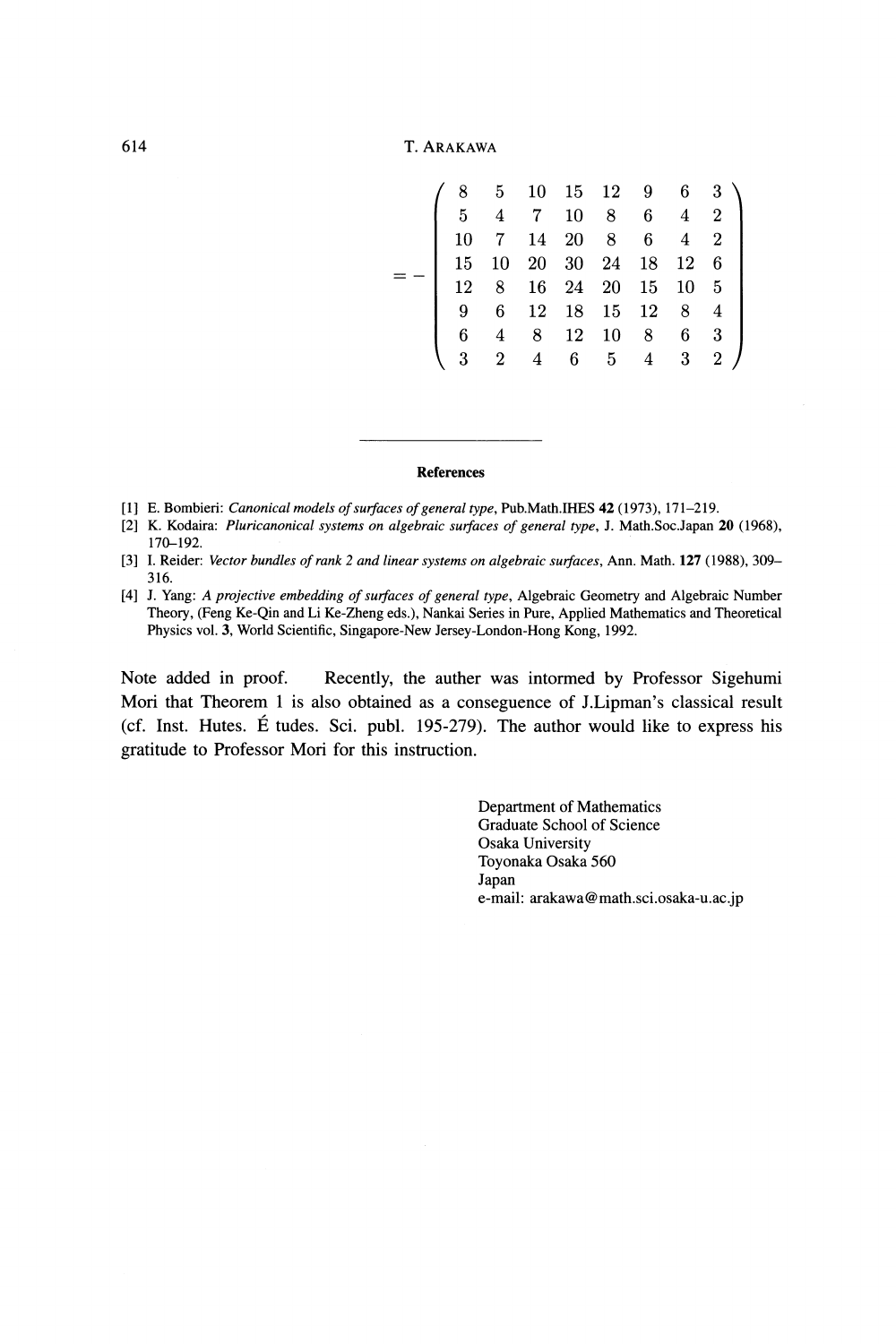$$
= - \begin{pmatrix}
8 & 5 & 10 & 15 & 12 & 9 & 6 & 3 \\
5 & 4 & 7 & 10 & 8 & 6 & 4 & 2 \\
10 & 7 & 14 & 20 & 8 & 6 & 4 & 2 \\
15 & 10 & 20 & 30 & 24 & 18 & 12 & 6 \\
12 & 8 & 16 & 24 & 20 & 15 & 10 & 5 \\
9 & 6 & 12 & 18 & 15 & 12 & 8 & 4 \\
6 & 4 & 8 & 12 & 10 & 8 & 6 & 3 \\
3 & 2 & 4 & 6 & 5 & 4 & 3 & 2
\end{pmatrix}
$$

---

## References

[1] E. Bombieri: *Canonical models of surfaces of general type*, Pub.Math.IHES **42** (1973), 171–219.

[2] K. Kodaira: *Pluricanonical systems on algebraic surfaces of general type*, J. Math.Soc.Japan **20** (1968), 170–192.

[3] I. Reider: *Vector bundles of rank 2 and linear systems on algebraic surfaces*, Ann. Math. **127** (1988), 309–316.

[4] J. Yang: *A projective embedding of surfaces of general type*, Algebraic Geometry and Algebraic Number Theory, (Feng Ke-Qin and Li Ke-Zheng eds.), Nankai Series in Pure, Applied Mathematics and Theoretical Physics vol. **3**, World Scientific, Singapore-New Jersey-London-Hong Kong, 1992.

Note added in proof. Recently, the auther was intormed by Professor Sigehumi Mori that Theorem 1 is also obtained as a conseguence of J.Lipman's classical result (cf. Inst. Hutes. É tudes. Sci. publ. 195-279). The author would like to express his gratitude to Professor Mori for this instruction.

Department of Mathematics
Graduate School of Science
Osaka University
Toyonaka Osaka 560
Japan
e-mail: arakawa@math.sci.osaka-u.ac.jp